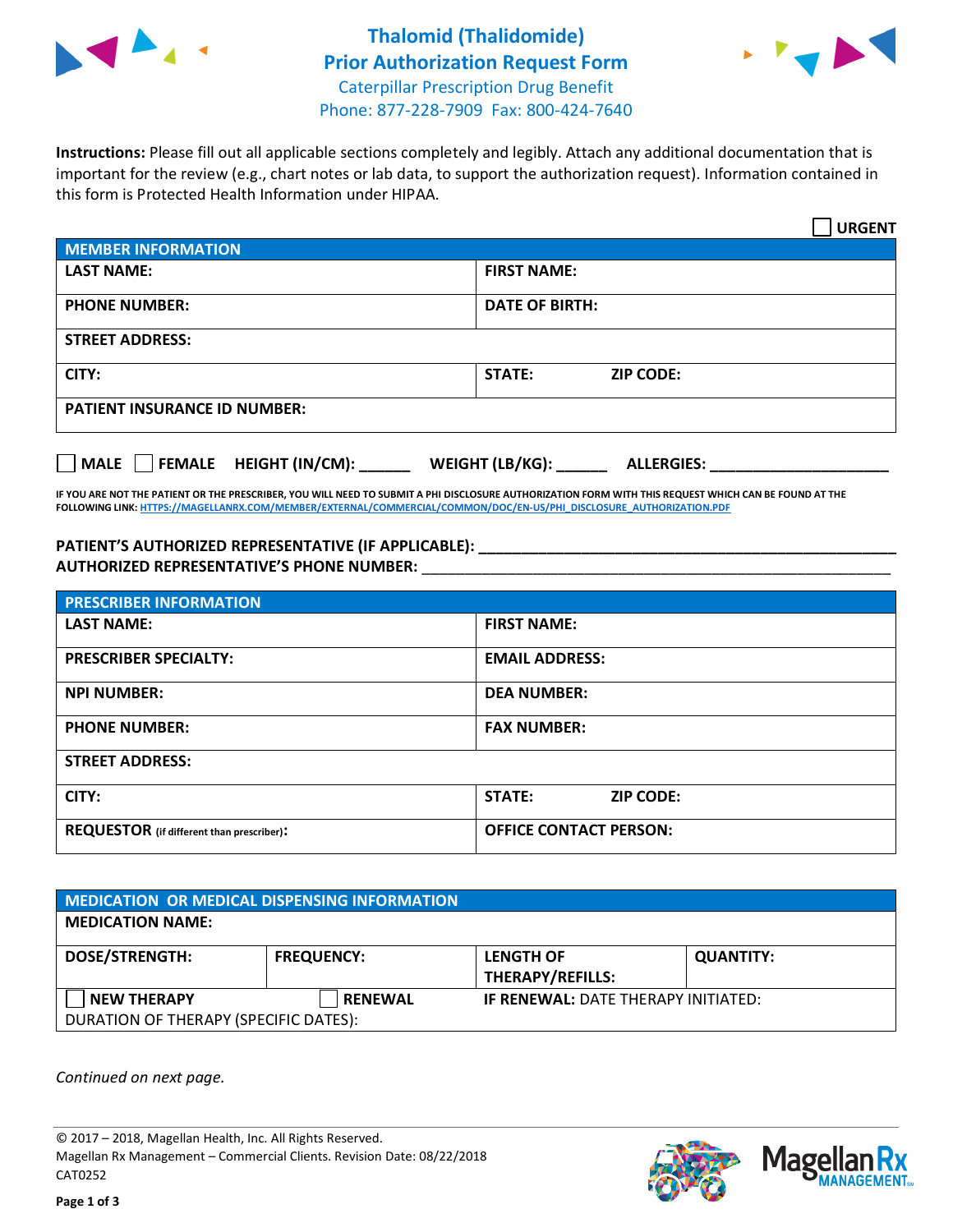# Thalomid (Thalidomide)
# Prior Authorization Request Form

Caterpillar Prescription Drug Benefit
Phone: 877-228-7909 Fax: 800-424-7640

**Instructions:** Please fill out all applicable sections completely and legibly. Attach any additional documentation that is important for the review (e.g., chart notes or lab data, to support the authorization request). Information contained in this form is Protected Health Information under HIPAA.

☐ **URGENT**

| **MEMBER INFORMATION** | |
|---|---|
| **LAST NAME:** | **FIRST NAME:** |
| **PHONE NUMBER:** | **DATE OF BIRTH:** |
| **STREET ADDRESS:** | |
| **CITY:** | **STATE:** **ZIP CODE:** |
| **PATIENT INSURANCE ID NUMBER:** | |

☐ **MALE** ☐ **FEMALE** **HEIGHT (IN/CM):** ______ **WEIGHT (LB/KG):** ______ **ALLERGIES:** ____________________

**IF YOU ARE NOT THE PATIENT OR THE PRESCRIBER, YOU WILL NEED TO SUBMIT A PHI DISCLOSURE AUTHORIZATION FORM WITH THIS REQUEST WHICH CAN BE FOUND AT THE FOLLOWING LINK: HTTPS://MAGELLANRX.COM/MEMBER/EXTERNAL/COMMERCIAL/COMMON/DOC/EN-US/PHI_DISCLOSURE_AUTHORIZATION.PDF**

**PATIENT'S AUTHORIZED REPRESENTATIVE (IF APPLICABLE):** ____________________________________________
**AUTHORIZED REPRESENTATIVE'S PHONE NUMBER:** ____________________________________________

| **PRESCRIBER INFORMATION** | |
|---|---|
| **LAST NAME:** | **FIRST NAME:** |
| **PRESCRIBER SPECIALTY:** | **EMAIL ADDRESS:** |
| **NPI NUMBER:** | **DEA NUMBER:** |
| **PHONE NUMBER:** | **FAX NUMBER:** |
| **STREET ADDRESS:** | |
| **CITY:** | **STATE:** **ZIP CODE:** |
| **REQUESTOR** (if different than prescriber)**:** | **OFFICE CONTACT PERSON:** |

| **MEDICATION OR MEDICAL DISPENSING INFORMATION** | | | |
|---|---|---|---|
| **MEDICATION NAME:** | | | |
| **DOSE/STRENGTH:** | **FREQUENCY:** | **LENGTH OF THERAPY/REFILLS:** | **QUANTITY:** |
| ☐ **NEW THERAPY** | ☐ **RENEWAL** | **IF RENEWAL:** DATE THERAPY INITIATED: | |
| DURATION OF THERAPY (SPECIFIC DATES): | | | |

*Continued on next page.*

© 2017 – 2018, Magellan Health, Inc. All Rights Reserved.
Magellan Rx Management – Commercial Clients. Revision Date: 08/22/2018
CAT0252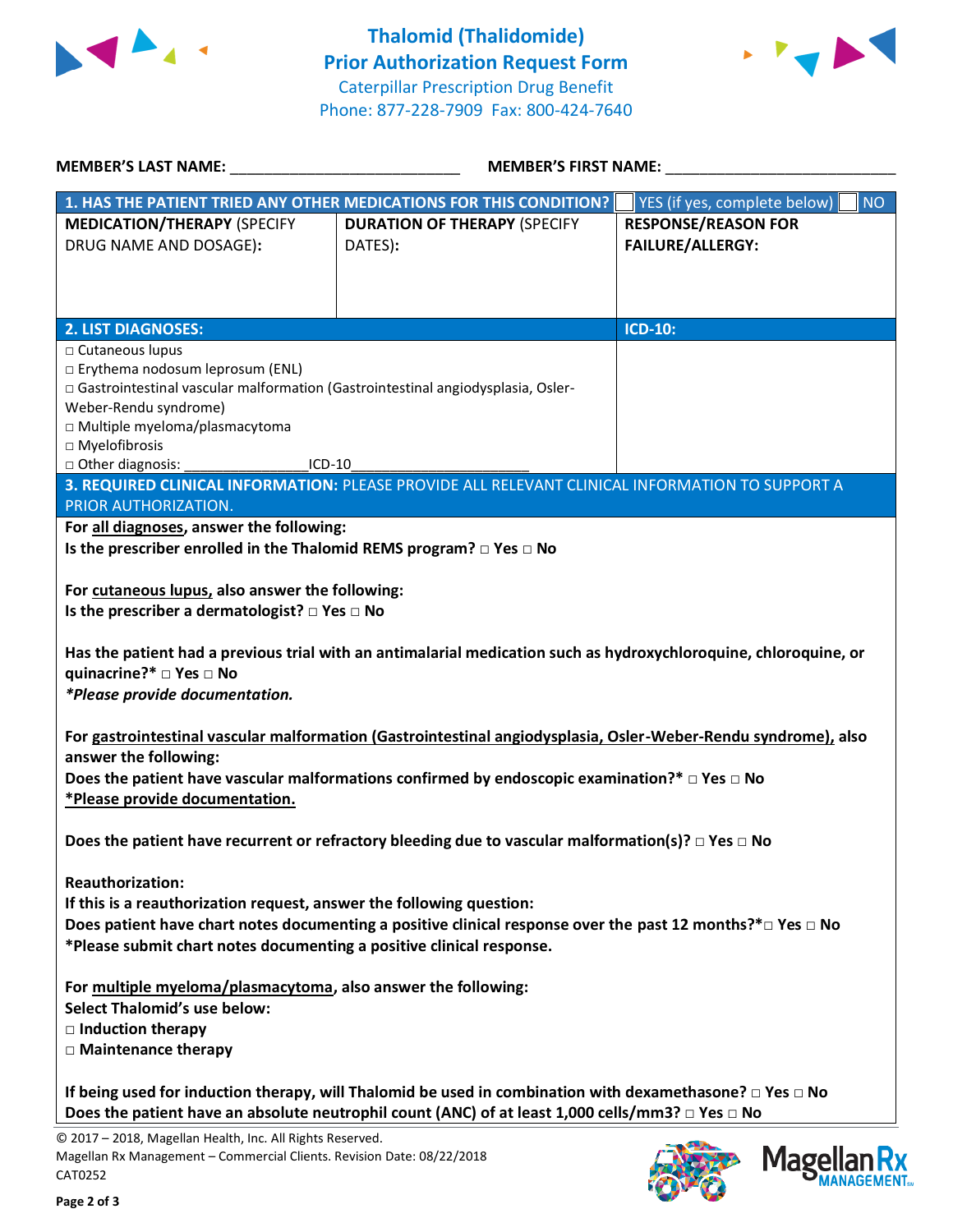# Thalomid (Thalidomide) Prior Authorization Request Form

Caterpillar Prescription Drug Benefit
Phone: 877-228-7909 Fax: 800-424-7640

**MEMBER'S LAST NAME:** ___________________________ **MEMBER'S FIRST NAME:** ___________________________

| **1. HAS THE PATIENT TRIED ANY OTHER MEDICATIONS FOR THIS CONDITION?** | | □ YES (if yes, complete below) □ NO |
|---|---|---|
| **MEDICATION/THERAPY** (SPECIFY DRUG NAME AND DOSAGE): | **DURATION OF THERAPY** (SPECIFY DATES): | **RESPONSE/REASON FOR FAILURE/ALLERGY:** |
| | | |

| **2. LIST DIAGNOSES:** | **ICD-10:** |
|---|---|
| □ Cutaneous lupus<br>□ Erythema nodosum leprosum (ENL)<br>□ Gastrointestinal vascular malformation (Gastrointestinal angiodysplasia, Osler-Weber-Rendu syndrome)<br>□ Multiple myeloma/plasmacytoma<br>□ Myelofibrosis<br>□ Other diagnosis: ________________ICD-10_______________________ | |

**3. REQUIRED CLINICAL INFORMATION:** PLEASE PROVIDE ALL RELEVANT CLINICAL INFORMATION TO SUPPORT A PRIOR AUTHORIZATION.

**For all diagnoses, answer the following:**
**Is the prescriber enrolled in the Thalomid REMS program? □ Yes □ No**

**For cutaneous lupus, also answer the following:**
**Is the prescriber a dermatologist? □ Yes □ No**

**Has the patient had a previous trial with an antimalarial medication such as hydroxychloroquine, chloroquine, or quinacrine?* □ Yes □ No**
***Please provide documentation.***

**For gastrointestinal vascular malformation (Gastrointestinal angiodysplasia, Osler-Weber-Rendu syndrome), also answer the following:**
**Does the patient have vascular malformations confirmed by endoscopic examination?* □ Yes □ No**
***Please provide documentation.**

**Does the patient have recurrent or refractory bleeding due to vascular malformation(s)? □ Yes □ No**

**Reauthorization:**
**If this is a reauthorization request, answer the following question:**
**Does patient have chart notes documenting a positive clinical response over the past 12 months?*□ Yes □ No**
***Please submit chart notes documenting a positive clinical response.**

**For multiple myeloma/plasmacytoma, also answer the following:**
**Select Thalomid's use below:**
**□ Induction therapy**
**□ Maintenance therapy**

**If being used for induction therapy, will Thalomid be used in combination with dexamethasone? □ Yes □ No**
**Does the patient have an absolute neutrophil count (ANC) of at least 1,000 cells/mm3? □ Yes □ No**

© 2017 – 2018, Magellan Health, Inc. All Rights Reserved.
Magellan Rx Management – Commercial Clients. Revision Date: 08/22/2018
CAT0252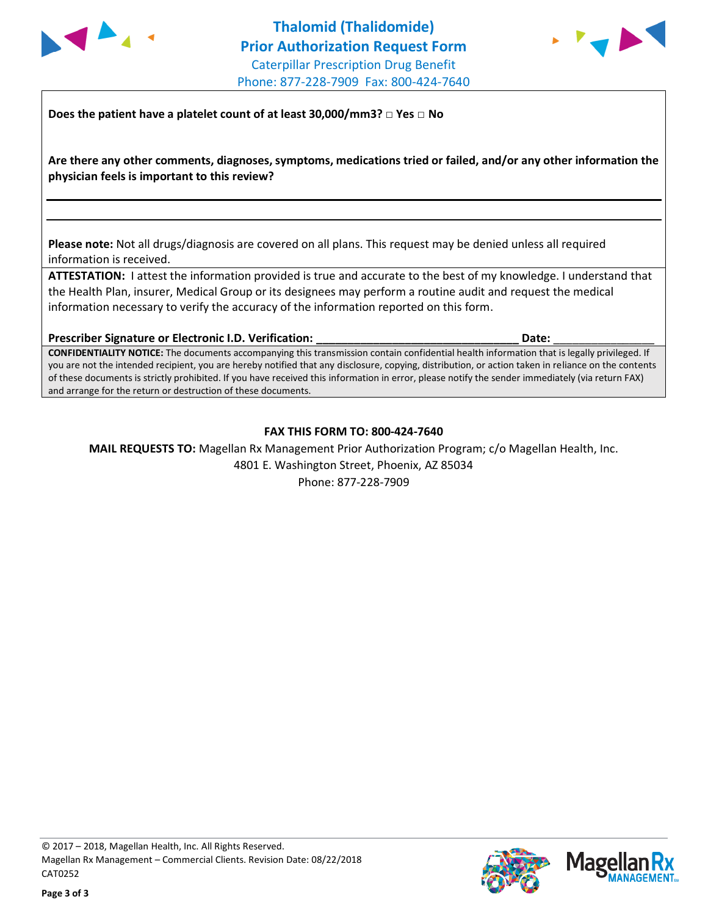**Does the patient have a platelet count of at least 30,000/mm3?** □ **Yes** □ **No**

**Are there any other comments, diagnoses, symptoms, medications tried or failed, and/or any other information the physician feels is important to this review?**

---

---

**Please note:** Not all drugs/diagnosis are covered on all plans. This request may be denied unless all required information is received.

**ATTESTATION:** I attest the information provided is true and accurate to the best of my knowledge. I understand that the Health Plan, insurer, Medical Group or its designees may perform a routine audit and request the medical information necessary to verify the accuracy of the information reported on this form.

**Prescriber Signature or Electronic I.D. Verification: _______________________________ Date: _______________**

**CONFIDENTIALITY NOTICE:** The documents accompanying this transmission contain confidential health information that is legally privileged. If you are not the intended recipient, you are hereby notified that any disclosure, copying, distribution, or action taken in reliance on the contents of these documents is strictly prohibited. If you have received this information in error, please notify the sender immediately (via return FAX) and arrange for the return or destruction of these documents.

**FAX THIS FORM TO: 800-424-7640**

**MAIL REQUESTS TO:** Magellan Rx Management Prior Authorization Program; c/o Magellan Health, Inc.
4801 E. Washington Street, Phoenix, AZ 85034
Phone: 877-228-7909

© 2017 – 2018, Magellan Health, Inc. All Rights Reserved.
Magellan Rx Management – Commercial Clients. Revision Date: 08/22/2018
CAT0252